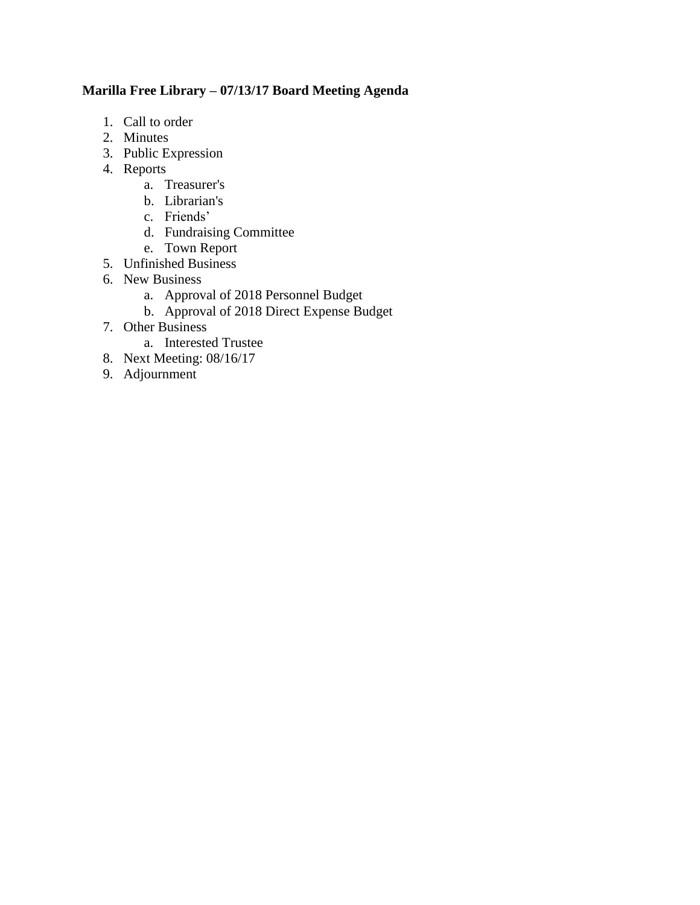**Marilla Free Library – 07/13/17 Board Meeting Agenda**

1. Call to order
2. Minutes
3. Public Expression
4. Reports
    a. Treasurer's
    b. Librarian's
    c. Friends'
    d. Fundraising Committee
    e. Town Report
5. Unfinished Business
6. New Business
    a. Approval of 2018 Personnel Budget
    b. Approval of 2018 Direct Expense Budget
7. Other Business
    a. Interested Trustee
8. Next Meeting: 08/16/17
9. Adjournment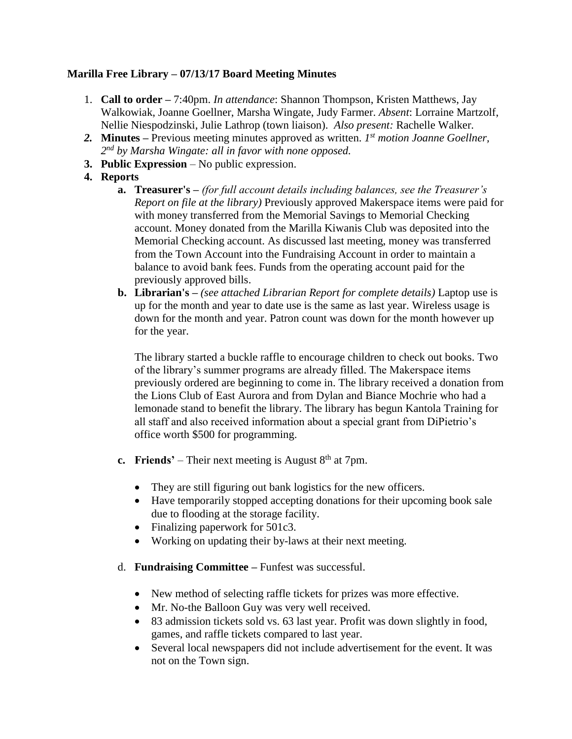**Marilla Free Library – 07/13/17 Board Meeting Minutes**

1. **Call to order –** 7:40pm. *In attendance*: Shannon Thompson, Kristen Matthews, Jay Walkowiak, Joanne Goellner, Marsha Wingate, Judy Farmer. *Absent*: Lorraine Martzolf, Nellie Niespodzinski, Julie Lathrop (town liaison). *Also present:* Rachelle Walker.
2. **Minutes –** Previous meeting minutes approved as written. *1st motion Joanne Goellner, 2nd by Marsha Wingate: all in favor with none opposed.*
3. **Public Expression** – No public expression.
4. **Reports**
   a. **Treasurer's –** *(for full account details including balances, see the Treasurer's Report on file at the library)* Previously approved Makerspace items were paid for with money transferred from the Memorial Savings to Memorial Checking account. Money donated from the Marilla Kiwanis Club was deposited into the Memorial Checking account. As discussed last meeting, money was transferred from the Town Account into the Fundraising Account in order to maintain a balance to avoid bank fees. Funds from the operating account paid for the previously approved bills.
   
   b. **Librarian's –** *(see attached Librarian Report for complete details)* Laptop use is up for the month and year to date use is the same as last year. Wireless usage is down for the month and year. Patron count was down for the month however up for the year.

      The library started a buckle raffle to encourage children to check out books. Two of the library's summer programs are already filled. The Makerspace items previously ordered are beginning to come in. The library received a donation from the Lions Club of East Aurora and from Dylan and Biance Mochrie who had a lemonade stand to benefit the library. The library has begun Kantola Training for all staff and also received information about a special grant from DiPietrio's office worth $500 for programming.

   c. **Friends'** – Their next meeting is August 8th at 7pm.

      - They are still figuring out bank logistics for the new officers.
      - Have temporarily stopped accepting donations for their upcoming book sale due to flooding at the storage facility.
      - Finalizing paperwork for 501c3.
      - Working on updating their by-laws at their next meeting.

   d. **Fundraising Committee –** Funfest was successful.

      - New method of selecting raffle tickets for prizes was more effective.
      - Mr. No-the Balloon Guy was very well received.
      - 83 admission tickets sold vs. 63 last year. Profit was down slightly in food, games, and raffle tickets compared to last year.
      - Several local newspapers did not include advertisement for the event. It was not on the Town sign.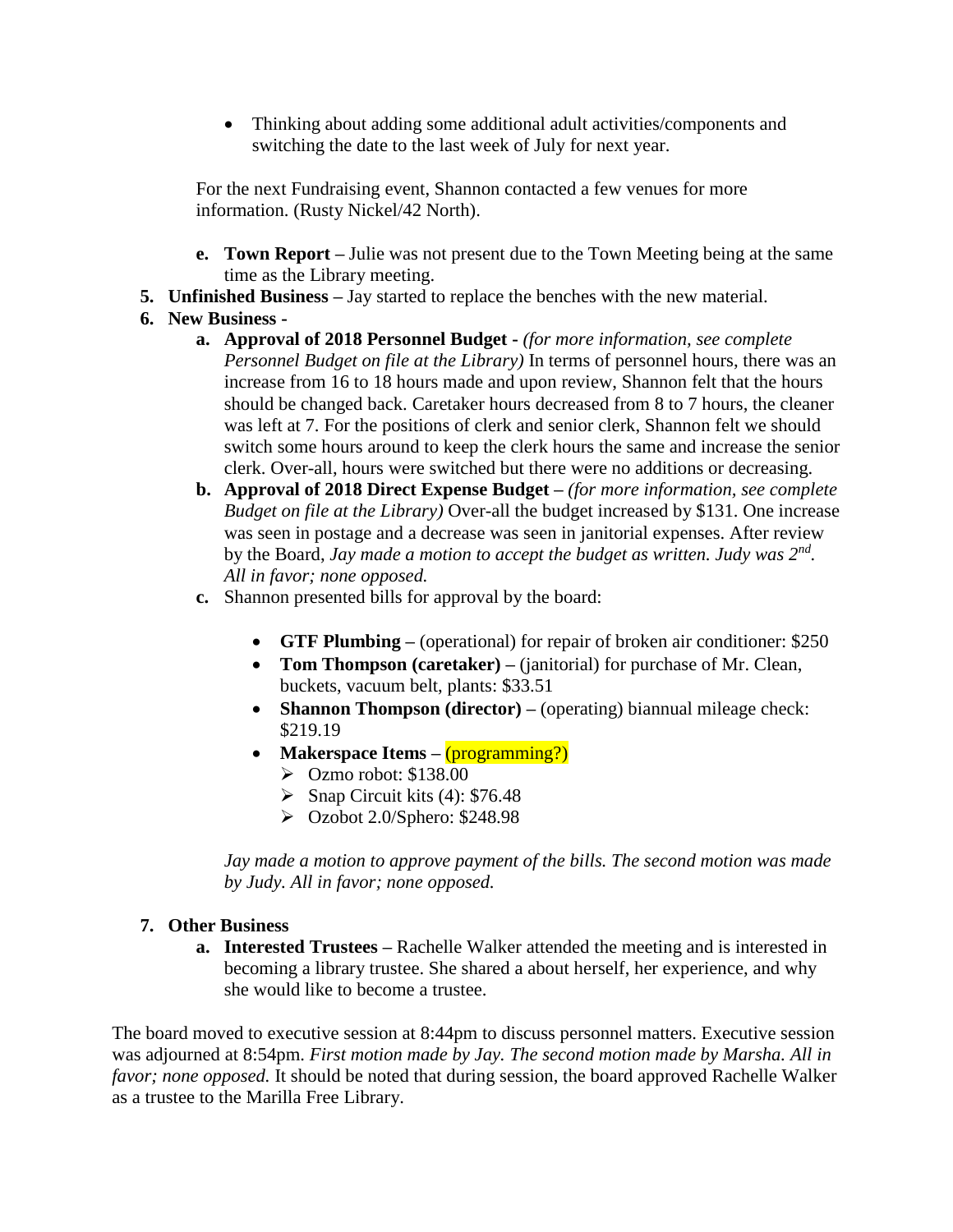- Thinking about adding some additional adult activities/components and switching the date to the last week of July for next year.

For the next Fundraising event, Shannon contacted a few venues for more information. (Rusty Nickel/42 North).

   e. **Town Report** – Julie was not present due to the Town Meeting being at the same time as the Library meeting.

5. **Unfinished Business** – Jay started to replace the benches with the new material.
6. **New Business** -
   a. **Approval of 2018 Personnel Budget** - *(for more information, see complete Personnel Budget on file at the Library)* In terms of personnel hours, there was an increase from 16 to 18 hours made and upon review, Shannon felt that the hours should be changed back. Caretaker hours decreased from 8 to 7 hours, the cleaner was left at 7. For the positions of clerk and senior clerk, Shannon felt we should switch some hours around to keep the clerk hours the same and increase the senior clerk. Over-all, hours were switched but there were no additions or decreasing.
   b. **Approval of 2018 Direct Expense Budget** – *(for more information, see complete Budget on file at the Library)* Over-all the budget increased by $131. One increase was seen in postage and a decrease was seen in janitorial expenses. After review by the Board, *Jay made a motion to accept the budget as written. Judy was 2nd. All in favor; none opposed.*
   c. Shannon presented bills for approval by the board:
      - **GTF Plumbing** – (operational) for repair of broken air conditioner: $250
      - **Tom Thompson (caretaker)** – (janitorial) for purchase of Mr. Clean, buckets, vacuum belt, plants: $33.51
      - **Shannon Thompson (director)** – (operating) biannual mileage check: $219.19
      - **Makerspace Items** – (programming?)
        - Ozmo robot: $138.00
        - Snap Circuit kits (4): $76.48
        - Ozobot 2.0/Sphero: $248.98

      *Jay made a motion to approve payment of the bills. The second motion was made by Judy. All in favor; none opposed.*

7. **Other Business**
   a. **Interested Trustees** – Rachelle Walker attended the meeting and is interested in becoming a library trustee. She shared a about herself, her experience, and why she would like to become a trustee.

The board moved to executive session at 8:44pm to discuss personnel matters. Executive session was adjourned at 8:54pm. *First motion made by Jay. The second motion made by Marsha. All in favor; none opposed.* It should be noted that during session, the board approved Rachelle Walker as a trustee to the Marilla Free Library.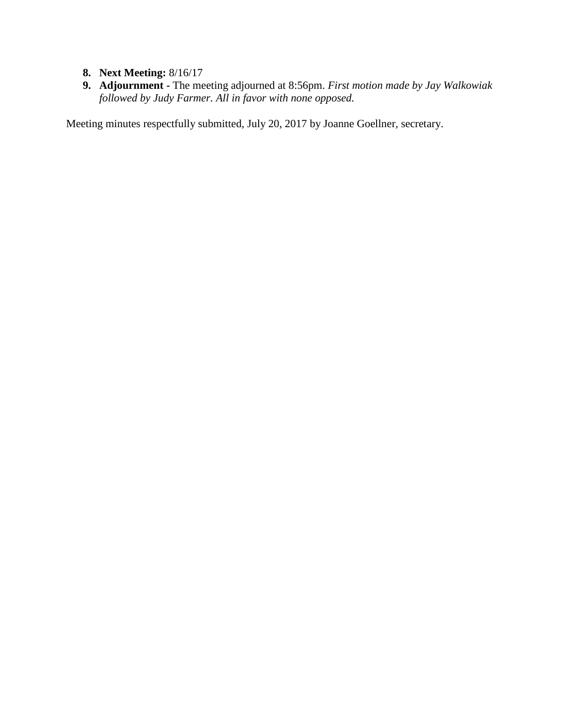8. **Next Meeting:** 8/16/17
9. **Adjournment -** The meeting adjourned at 8:56pm. *First motion made by Jay Walkowiak followed by Judy Farmer. All in favor with none opposed.*

Meeting minutes respectfully submitted, July 20, 2017 by Joanne Goellner, secretary.